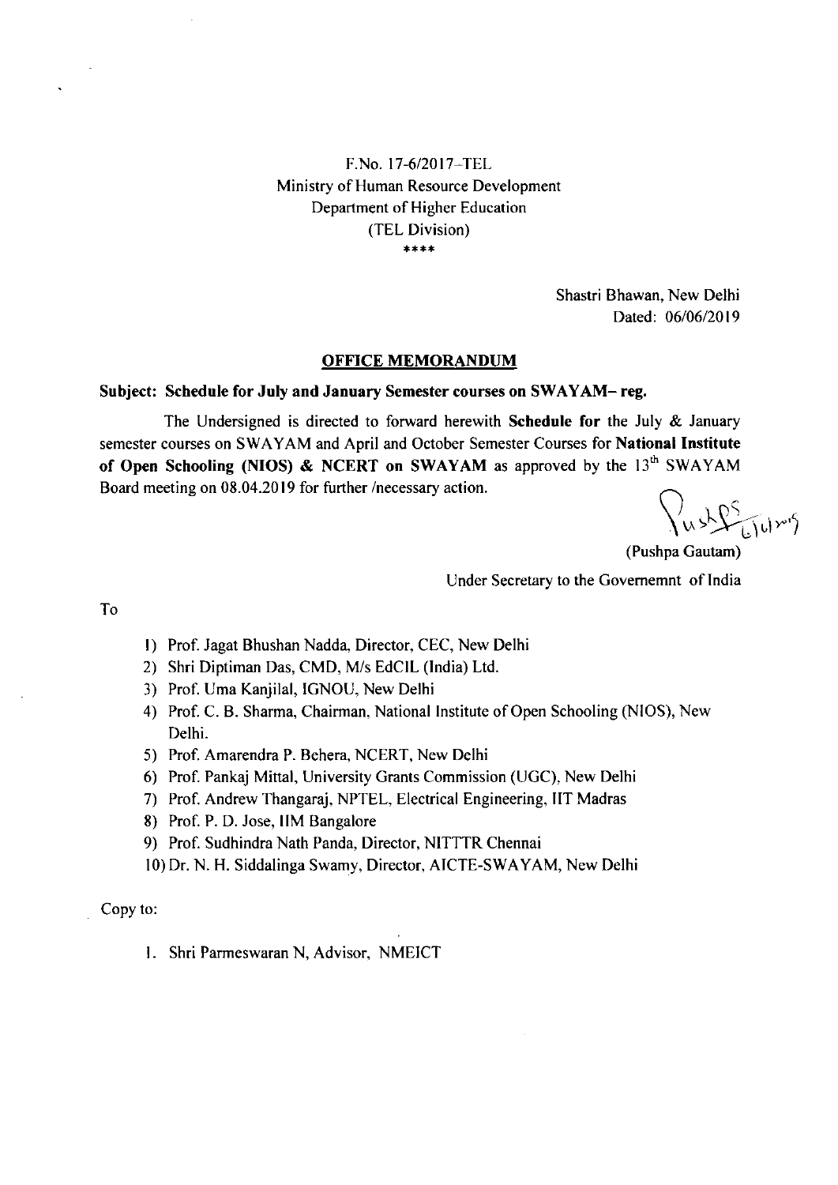F.No. 17-6/2017-TEL
Ministry of Human Resource Development
Department of Higher Education
(TEL Division)
****

Shastri Bhawan, New Delhi
Dated: 06/06/2019

**OFFICE MEMORANDUM**

**Subject: Schedule for July and January Semester courses on SWAYAM– reg.**

The Undersigned is directed to forward herewith **Schedule for** the July & January semester courses on SWAYAM and April and October Semester Courses for **National Institute of Open Schooling (NIOS) & NCERT on SWAYAM** as approved by the 13th SWAYAM Board meeting on 08.04.2019 for further /necessary action.

(Pushpa Gautam)
Under Secretary to the Governemnt of India

To

1) Prof. Jagat Bhushan Nadda, Director, CEC, New Delhi
2) Shri Diptiman Das, CMD, M/s EdCIL (India) Ltd.
3) Prof. Uma Kanjilal, IGNOU, New Delhi
4) Prof. C. B. Sharma, Chairman, National Institute of Open Schooling (NIOS), New Delhi.
5) Prof. Amarendra P. Behera, NCERT, New Delhi
6) Prof. Pankaj Mittal, University Grants Commission (UGC), New Delhi
7) Prof. Andrew Thangaraj, NPTEL, Electrical Engineering, IIT Madras
8) Prof. P. D. Jose, IIM Bangalore
9) Prof. Sudhindra Nath Panda, Director, NITTTR Chennai
10) Dr. N. H. Siddalinga Swamy, Director, AICTE-SWAYAM, New Delhi

Copy to:

1. Shri Parmeswaran N, Advisor, NMEICT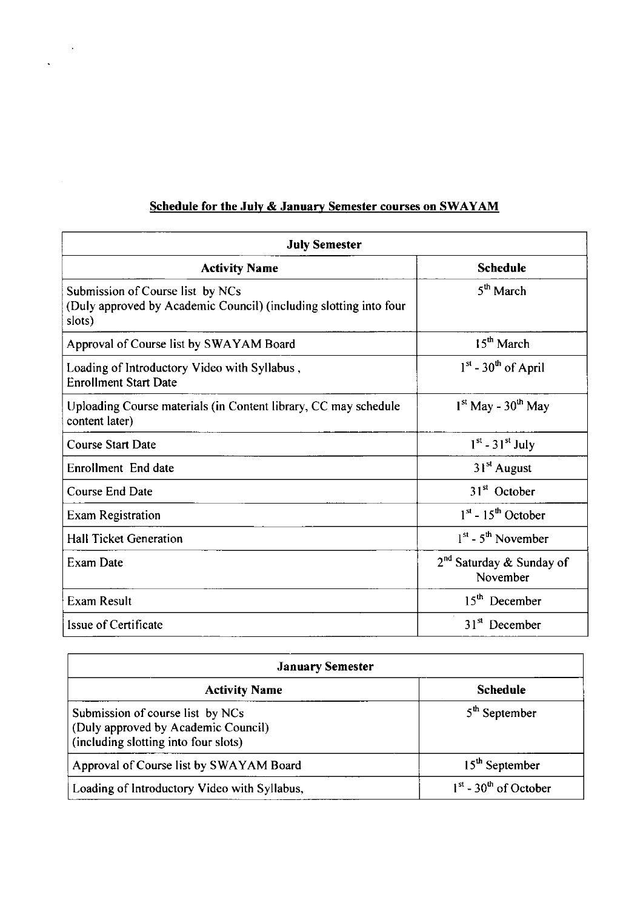## Schedule for the July & January Semester courses on SWAYAM

| July Semester | |
|---|---|
| **Activity Name** | **Schedule** |
| Submission of Course list by NCs (Duly approved by Academic Council) (including slotting into four slots) | 5th March |
| Approval of Course list by SWAYAM Board | 15th March |
| Loading of Introductory Video with Syllabus, Enrollment Start Date | 1st - 30th of April |
| Uploading Course materials (in Content library, CC may schedule content later) | 1st May - 30th May |
| Course Start Date | 1st - 31st July |
| Enrollment End date | 31st August |
| Course End Date | 31st October |
| Exam Registration | 1st - 15th October |
| Hall Ticket Generation | 1st - 5th November |
| Exam Date | 2nd Saturday & Sunday of November |
| Exam Result | 15th December |
| Issue of Certificate | 31st December |

| January Semester | |
|---|---|
| **Activity Name** | **Schedule** |
| Submission of course list by NCs (Duly approved by Academic Council) (including slotting into four slots) | 5th September |
| Approval of Course list by SWAYAM Board | 15th September |
| Loading of Introductory Video with Syllabus, | 1st - 30th of October |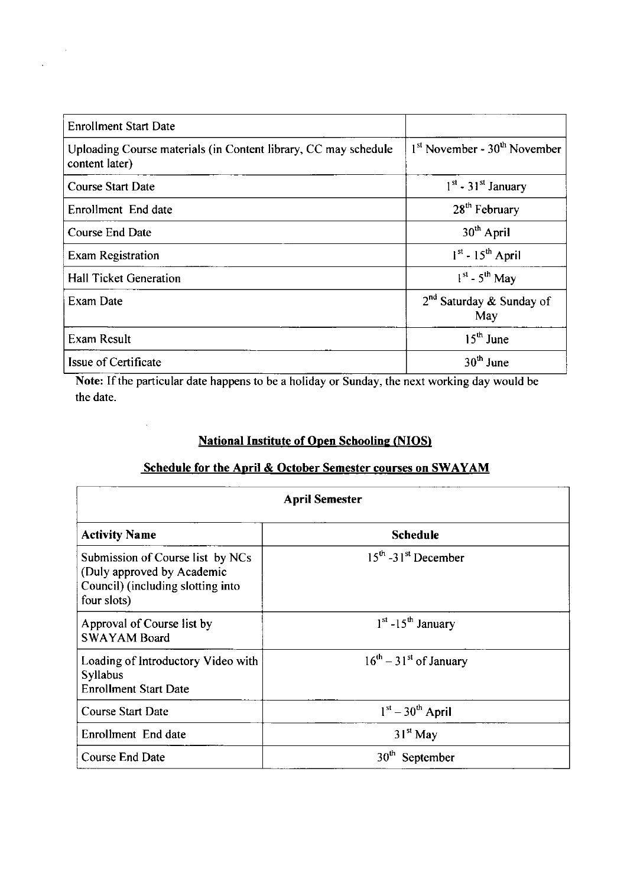| | |
|---|---|
| Enrollment Start Date | |
| Uploading Course materials (in Content library, CC may schedule content later) | 1st November - 30th November |
| Course Start Date | 1st - 31st January |
| Enrollment End date | 28th February |
| Course End Date | 30th April |
| Exam Registration | 1st - 15th April |
| Hall Ticket Generation | 1st - 5th May |
| Exam Date | 2nd Saturday & Sunday of May |
| Exam Result | 15th June |
| Issue of Certificate | 30th June |

**Note:** If the particular date happens to be a holiday or Sunday, the next working day would be the date.

## National Institute of Open Schooling (NIOS)

## Schedule for the April & October Semester courses on SWAYAM

| April Semester | |
|---|---|
| **Activity Name** | **Schedule** |
| Submission of Course list by NCs (Duly approved by Academic Council) (including slotting into four slots) | 15th -31st December |
| Approval of Course list by SWAYAM Board | 1st -15th January |
| Loading of Introductory Video with Syllabus<br>Enrollment Start Date | 16th – 31st of January |
| Course Start Date | 1st – 30th April |
| Enrollment End date | 31st May |
| Course End Date | 30th September |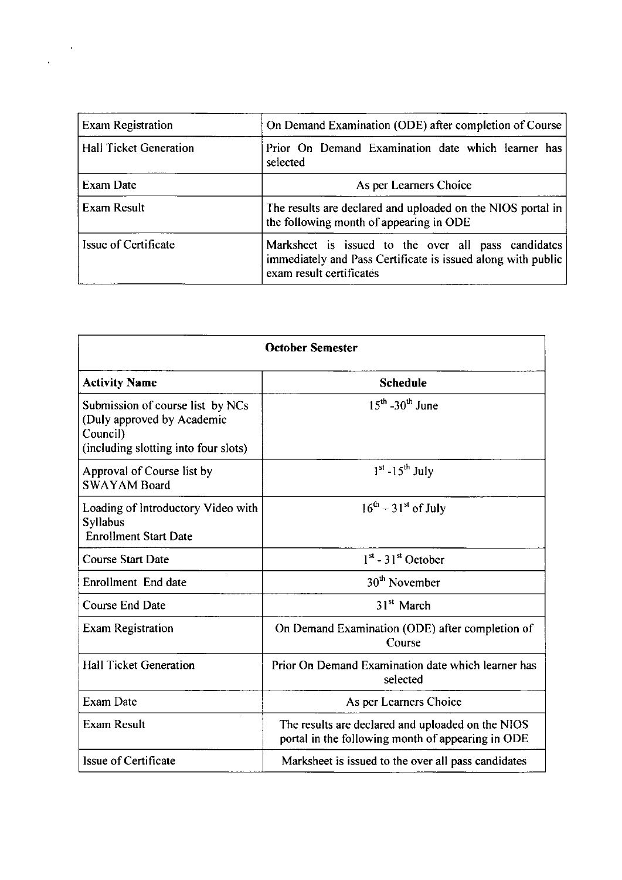| Exam Registration | On Demand Examination (ODE) after completion of Course |
|---|---|
| Hall Ticket Generation | Prior On Demand Examination date which learner has selected |
| Exam Date | As per Learners Choice |
| Exam Result | The results are declared and uploaded on the NIOS portal in the following month of appearing in ODE |
| Issue of Certificate | Marksheet is issued to the over all pass candidates immediately and Pass Certificate is issued along with public exam result certificates |

| **October Semester** | |
|---|---|
| **Activity Name** | **Schedule** |
| Submission of course list by NCs (Duly approved by Academic Council) (including slotting into four slots) | 15th -30th June |
| Approval of Course list by SWAYAM Board | 1st -15th July |
| Loading of Introductory Video with Syllabus<br>Enrollment Start Date | 16th – 31st of July |
| Course Start Date | 1st - 31st October |
| Enrollment End date | 30th November |
| Course End Date | 31st March |
| Exam Registration | On Demand Examination (ODE) after completion of Course |
| Hall Ticket Generation | Prior On Demand Examination date which learner has selected |
| Exam Date | As per Learners Choice |
| Exam Result | The results are declared and uploaded on the NIOS portal in the following month of appearing in ODE |
| Issue of Certificate | Marksheet is issued to the over all pass candidates |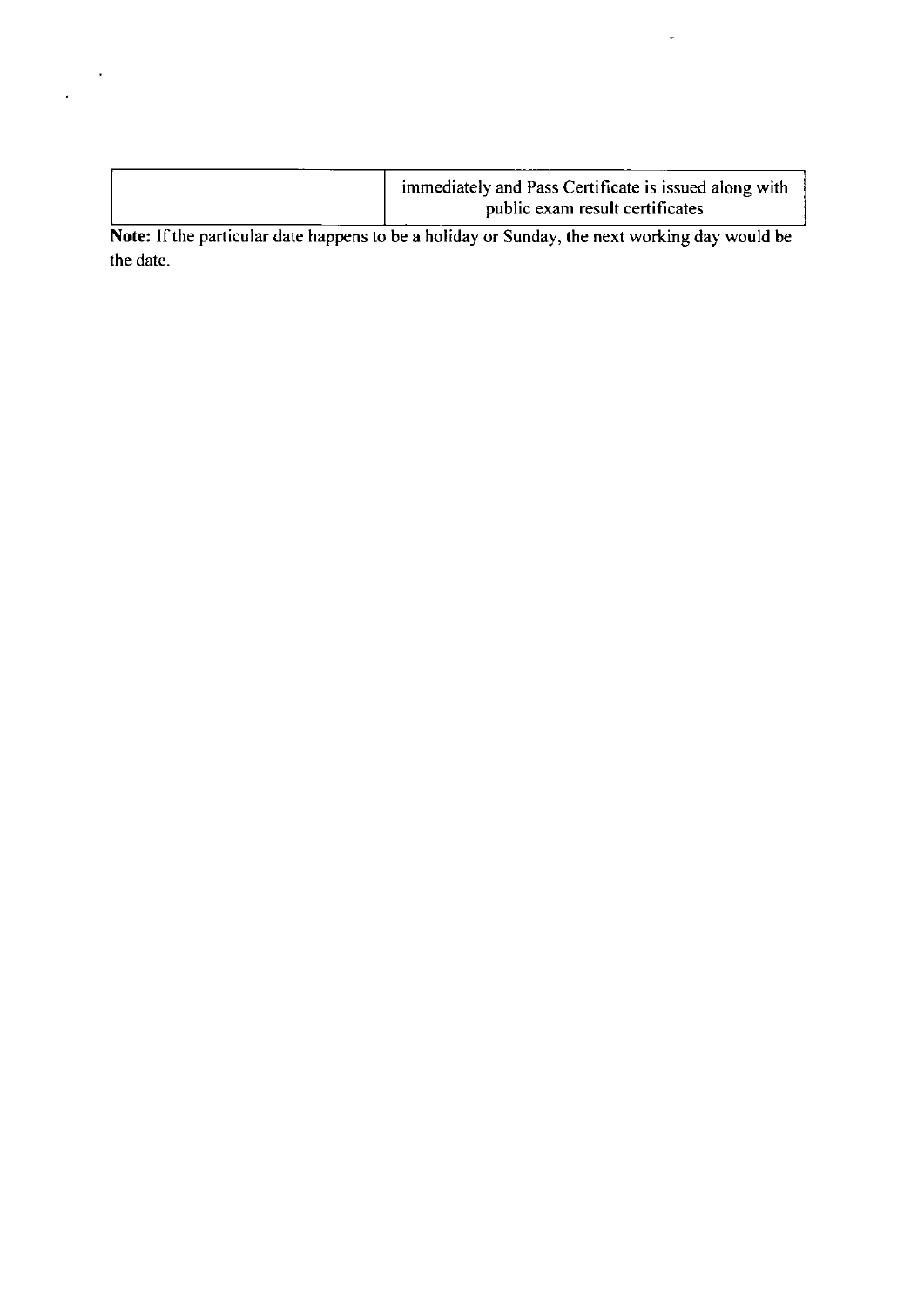| | |
|---|---|
| | immediately and Pass Certificate is issued along with public exam result certificates |

**Note:** If the particular date happens to be a holiday or Sunday, the next working day would be the date.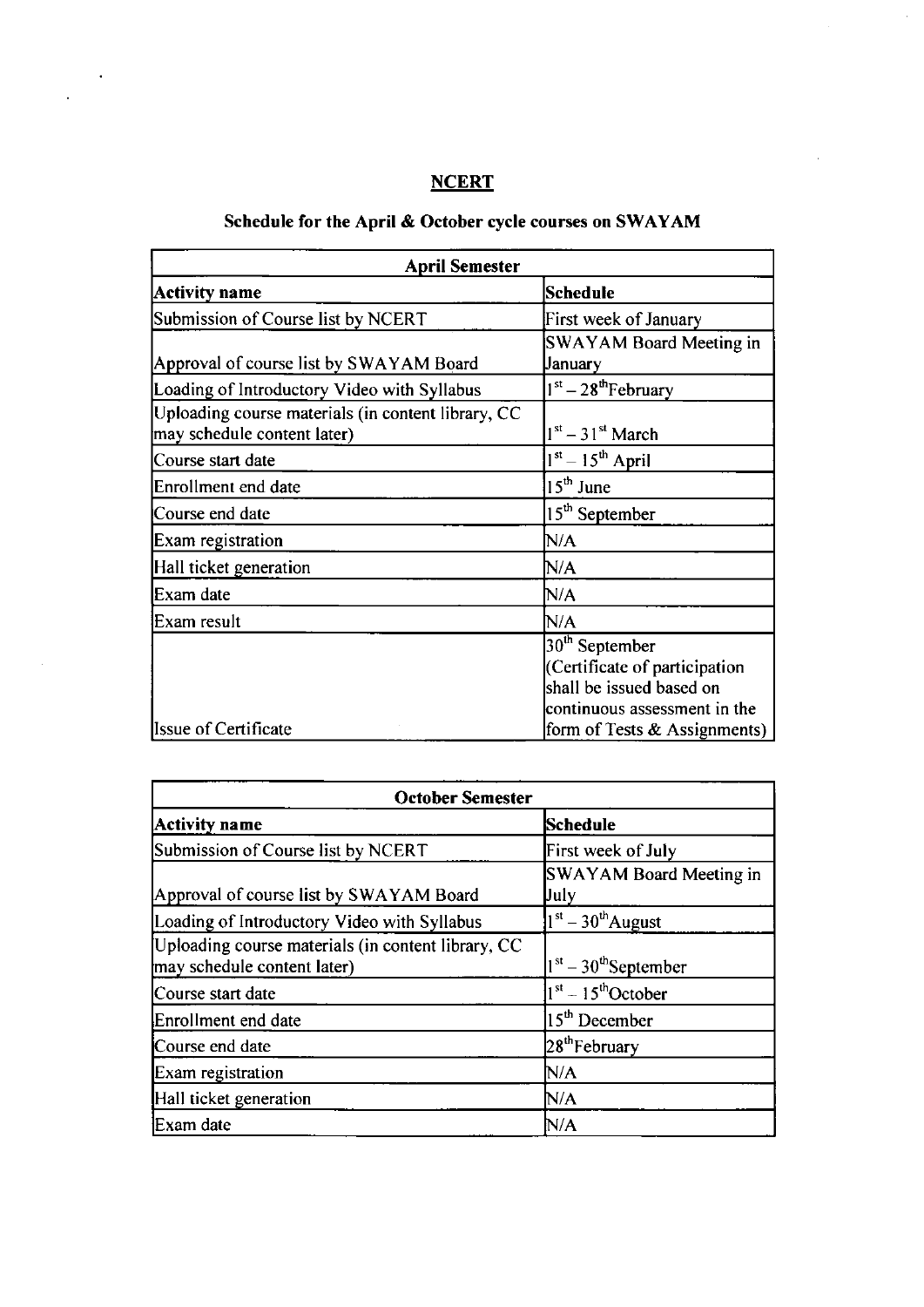## NCERT

### Schedule for the April & October cycle courses on SWAYAM

| April Semester | |
|---|---|
| **Activity name** | **Schedule** |
| Submission of Course list by NCERT | First week of January |
| Approval of course list by SWAYAM Board | SWAYAM Board Meeting in January |
| Loading of Introductory Video with Syllabus | 1st – 28th February |
| Uploading course materials (in content library, CC may schedule content later) | 1st – 31st March |
| Course start date | 1st – 15th April |
| Enrollment end date | 15th June |
| Course end date | 15th September |
| Exam registration | N/A |
| Hall ticket generation | N/A |
| Exam date | N/A |
| Exam result | N/A |
| Issue of Certificate | 30th September (Certificate of participation shall be issued based on continuous assessment in the form of Tests & Assignments) |

| October Semester | |
|---|---|
| **Activity name** | **Schedule** |
| Submission of Course list by NCERT | First week of July |
| Approval of course list by SWAYAM Board | SWAYAM Board Meeting in July |
| Loading of Introductory Video with Syllabus | 1st – 30th August |
| Uploading course materials (in content library, CC may schedule content later) | 1st – 30th September |
| Course start date | 1st – 15th October |
| Enrollment end date | 15th December |
| Course end date | 28th February |
| Exam registration | N/A |
| Hall ticket generation | N/A |
| Exam date | N/A |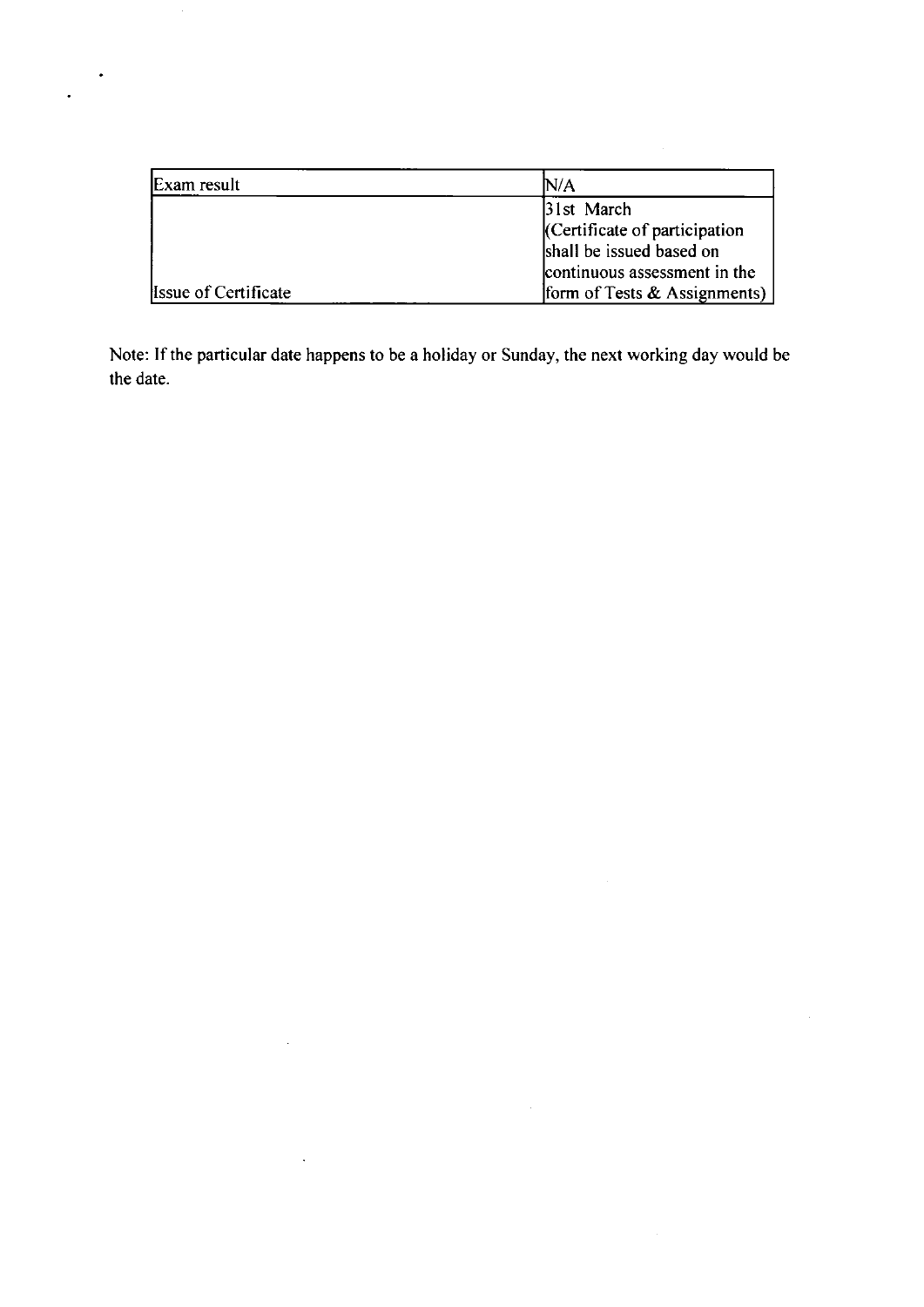| | |
|---|---|
| Exam result | N/A |
| Issue of Certificate | 31st March (Certificate of participation shall be issued based on continuous assessment in the form of Tests & Assignments) |

Note: If the particular date happens to be a holiday or Sunday, the next working day would be the date.